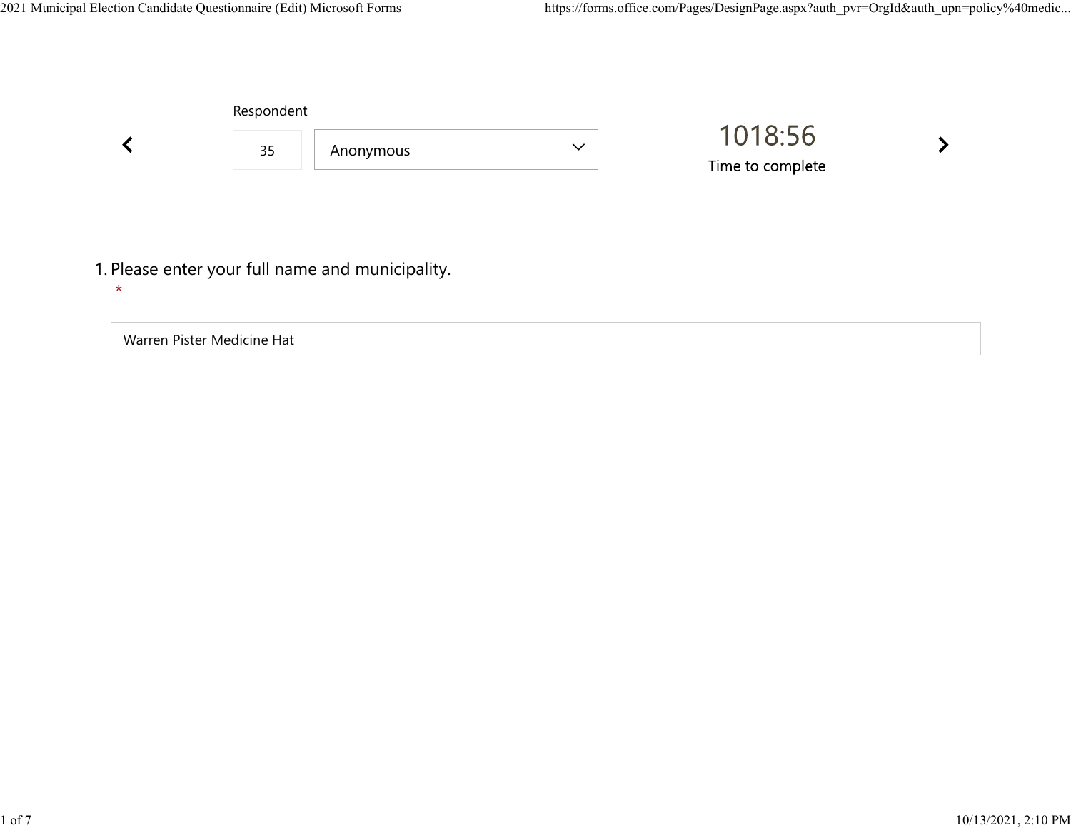Respondent

35 | Anonymous

1018:56

Time to complete

1. Please enter your full name and municipality.

*

Warren Pister Medicine Hat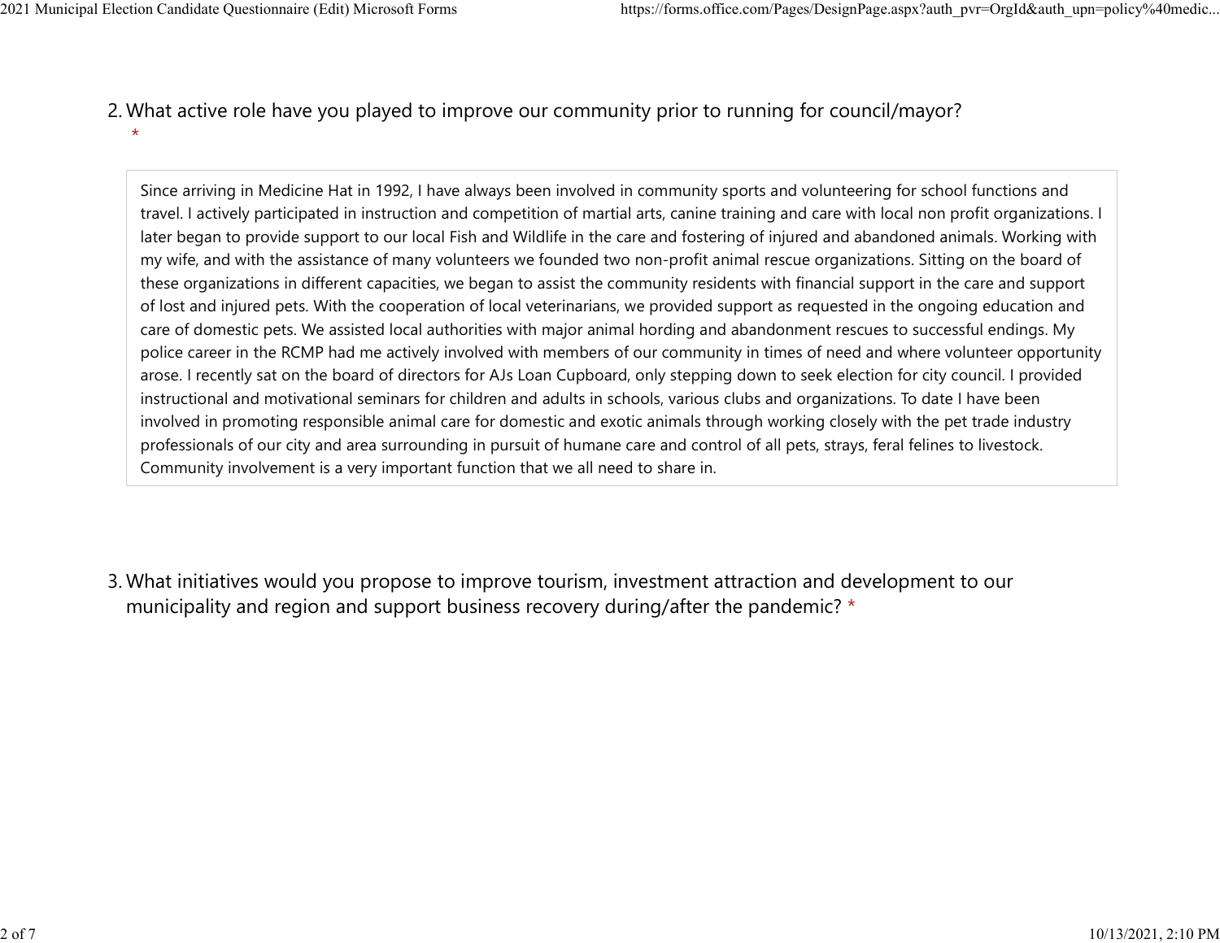2. What active role have you played to improve our community prior to running for council/mayor? *

Since arriving in Medicine Hat in 1992, I have always been involved in community sports and volunteering for school functions and travel. I actively participated in instruction and competition of martial arts, canine training and care with local non profit organizations. I later began to provide support to our local Fish and Wildlife in the care and fostering of injured and abandoned animals. Working with my wife, and with the assistance of many volunteers we founded two non-profit animal rescue organizations. Sitting on the board of these organizations in different capacities, we began to assist the community residents with financial support in the care and support of lost and injured pets. With the cooperation of local veterinarians, we provided support as requested in the ongoing education and care of domestic pets. We assisted local authorities with major animal hording and abandonment rescues to successful endings. My police career in the RCMP had me actively involved with members of our community in times of need and where volunteer opportunity arose. I recently sat on the board of directors for AJs Loan Cupboard, only stepping down to seek election for city council. I provided instructional and motivational seminars for children and adults in schools, various clubs and organizations. To date I have been involved in promoting responsible animal care for domestic and exotic animals through working closely with the pet trade industry professionals of our city and area surrounding in pursuit of humane care and control of all pets, strays, feral felines to livestock. Community involvement is a very important function that we all need to share in.

3. What initiatives would you propose to improve tourism, investment attraction and development to our municipality and region and support business recovery during/after the pandemic? *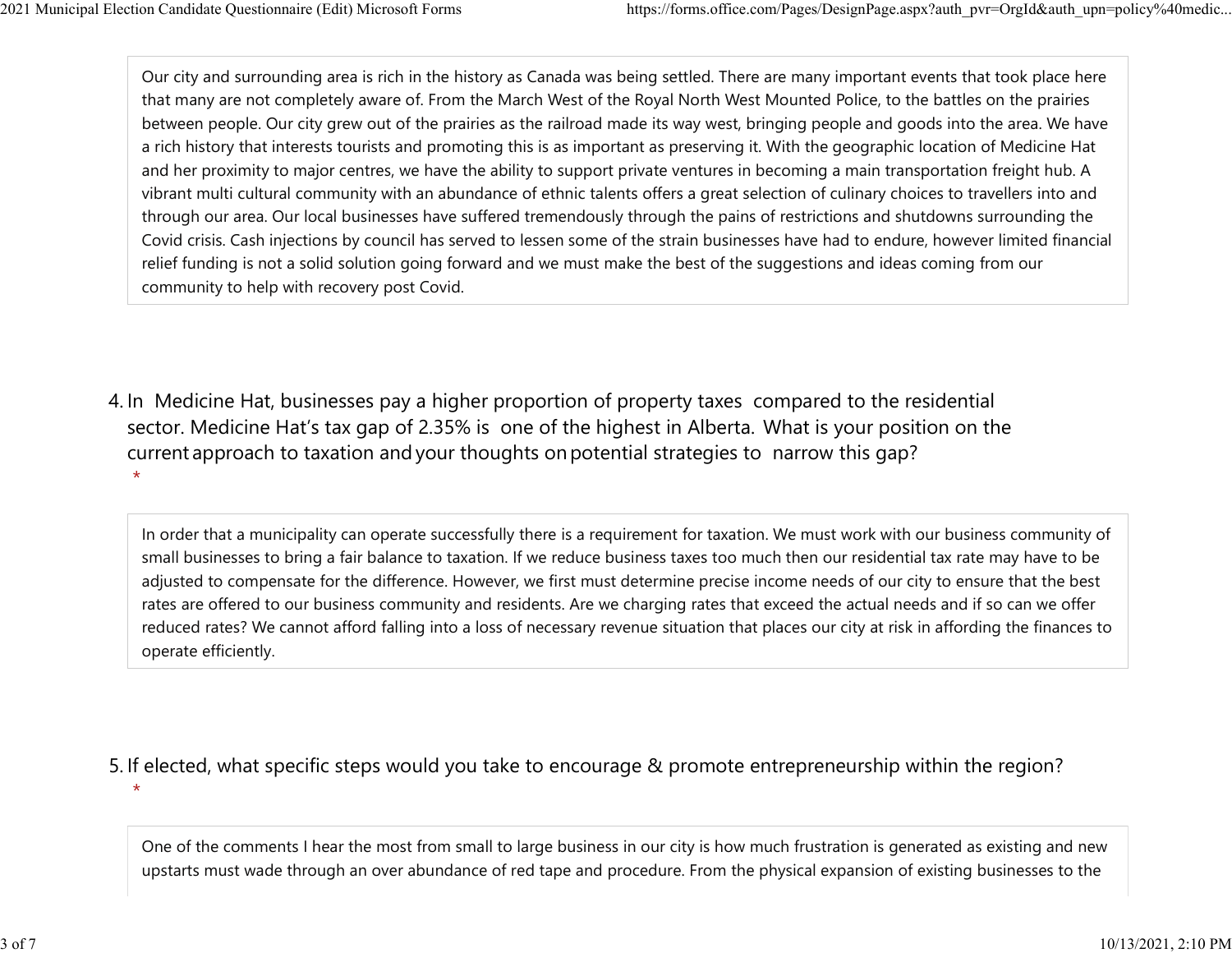Our city and surrounding area is rich in the history as Canada was being settled. There are many important events that took place here that many are not completely aware of. From the March West of the Royal North West Mounted Police, to the battles on the prairies between people. Our city grew out of the prairies as the railroad made its way west, bringing people and goods into the area. We have a rich history that interests tourists and promoting this is as important as preserving it. With the geographic location of Medicine Hat and her proximity to major centres, we have the ability to support private ventures in becoming a main transportation freight hub. A vibrant multi cultural community with an abundance of ethnic talents offers a great selection of culinary choices to travellers into and through our area. Our local businesses have suffered tremendously through the pains of restrictions and shutdowns surrounding the Covid crisis. Cash injections by council has served to lessen some of the strain businesses have had to endure, however limited financial relief funding is not a solid solution going forward and we must make the best of the suggestions and ideas coming from our community to help with recovery post Covid.

4. In Medicine Hat, businesses pay a higher proportion of property taxes compared to the residential sector. Medicine Hat's tax gap of 2.35% is one of the highest in Alberta. What is your position on the current approach to taxation and your thoughts on potential strategies to narrow this gap? *

In order that a municipality can operate successfully there is a requirement for taxation. We must work with our business community of small businesses to bring a fair balance to taxation. If we reduce business taxes too much then our residential tax rate may have to be adjusted to compensate for the difference. However, we first must determine precise income needs of our city to ensure that the best rates are offered to our business community and residents. Are we charging rates that exceed the actual needs and if so can we offer reduced rates? We cannot afford falling into a loss of necessary revenue situation that places our city at risk in affording the finances to operate efficiently.

5. If elected, what specific steps would you take to encourage & promote entrepreneurship within the region? *

One of the comments I hear the most from small to large business in our city is how much frustration is generated as existing and new upstarts must wade through an over abundance of red tape and procedure. From the physical expansion of existing businesses to the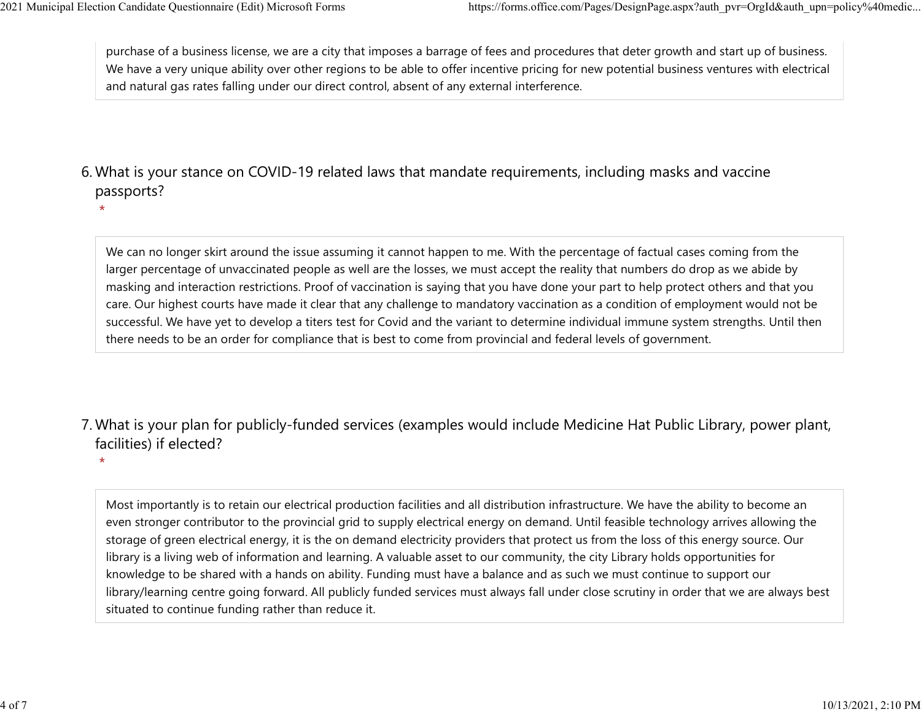purchase of a business license, we are a city that imposes a barrage of fees and procedures that deter growth and start up of business. We have a very unique ability over other regions to be able to offer incentive pricing for new potential business ventures with electrical and natural gas rates falling under our direct control, absent of any external interference.

6. What is your stance on COVID-19 related laws that mandate requirements, including masks and vaccine passports?
   *

We can no longer skirt around the issue assuming it cannot happen to me. With the percentage of factual cases coming from the larger percentage of unvaccinated people as well are the losses, we must accept the reality that numbers do drop as we abide by masking and interaction restrictions. Proof of vaccination is saying that you have done your part to help protect others and that you care. Our highest courts have made it clear that any challenge to mandatory vaccination as a condition of employment would not be successful. We have yet to develop a titers test for Covid and the variant to determine individual immune system strengths. Until then there needs to be an order for compliance that is best to come from provincial and federal levels of government.

7. What is your plan for publicly-funded services (examples would include Medicine Hat Public Library, power plant, facilities) if elected?
   *

Most importantly is to retain our electrical production facilities and all distribution infrastructure. We have the ability to become an even stronger contributor to the provincial grid to supply electrical energy on demand. Until feasible technology arrives allowing the storage of green electrical energy, it is the on demand electricity providers that protect us from the loss of this energy source. Our library is a living web of information and learning. A valuable asset to our community, the city Library holds opportunities for knowledge to be shared with a hands on ability. Funding must have a balance and as such we must continue to support our library/learning centre going forward. All publicly funded services must always fall under close scrutiny in order that we are always best situated to continue funding rather than reduce it.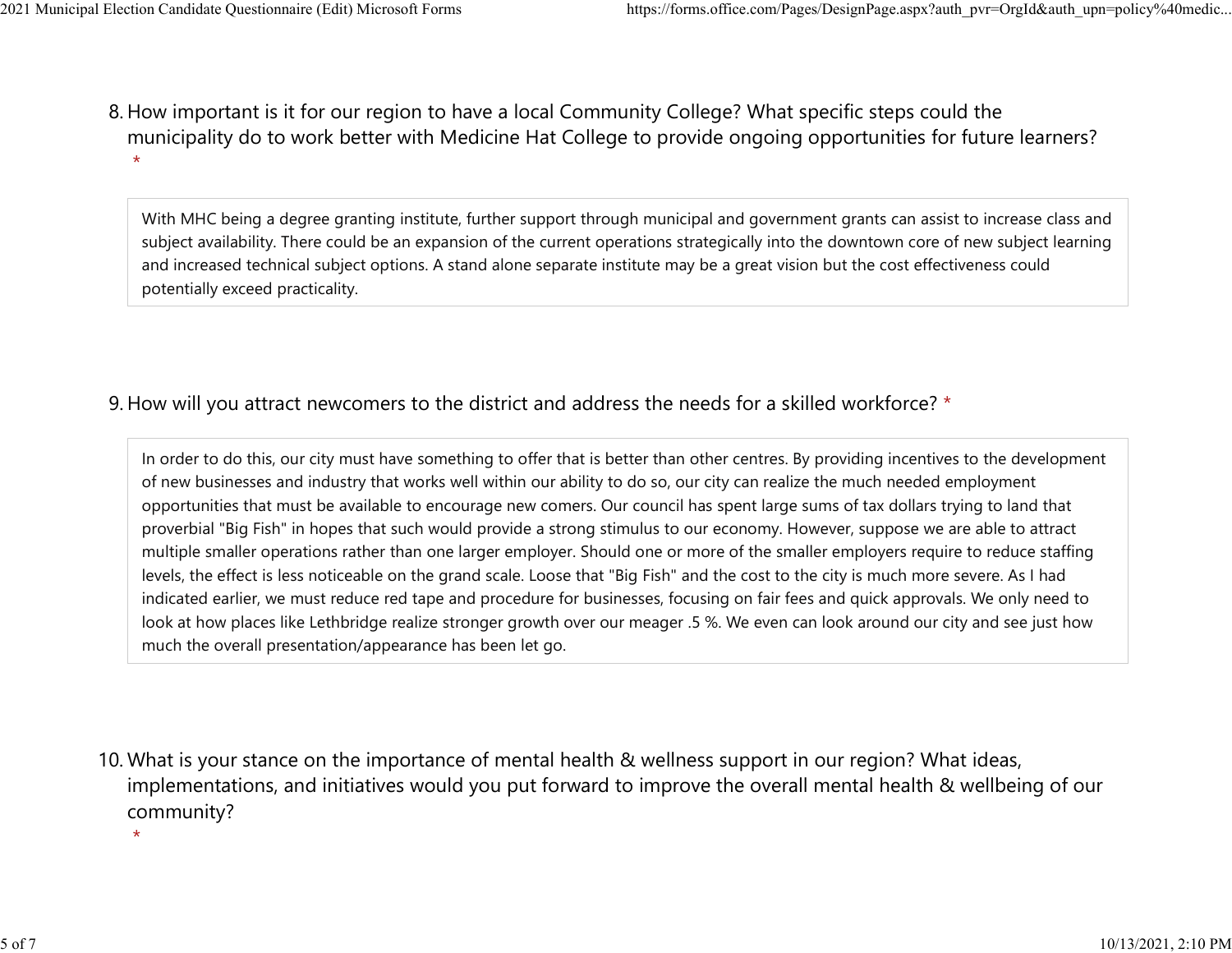8. How important is it for our region to have a local Community College? What specific steps could the municipality do to work better with Medicine Hat College to provide ongoing opportunities for future learners? *

> With MHC being a degree granting institute, further support through municipal and government grants can assist to increase class and subject availability. There could be an expansion of the current operations strategically into the downtown core of new subject learning and increased technical subject options. A stand alone separate institute may be a great vision but the cost effectiveness could potentially exceed practicality.

9. How will you attract newcomers to the district and address the needs for a skilled workforce? *

> In order to do this, our city must have something to offer that is better than other centres. By providing incentives to the development of new businesses and industry that works well within our ability to do so, our city can realize the much needed employment opportunities that must be available to encourage new comers. Our council has spent large sums of tax dollars trying to land that proverbial "Big Fish" in hopes that such would provide a strong stimulus to our economy. However, suppose we are able to attract multiple smaller operations rather than one larger employer. Should one or more of the smaller employers require to reduce staffing levels, the effect is less noticeable on the grand scale. Loose that "Big Fish" and the cost to the city is much more severe. As I had indicated earlier, we must reduce red tape and procedure for businesses, focusing on fair fees and quick approvals. We only need to look at how places like Lethbridge realize stronger growth over our meager .5 %. We even can look around our city and see just how much the overall presentation/appearance has been let go.

10. What is your stance on the importance of mental health & wellness support in our region? What ideas, implementations, and initiatives would you put forward to improve the overall mental health & wellbeing of our community? *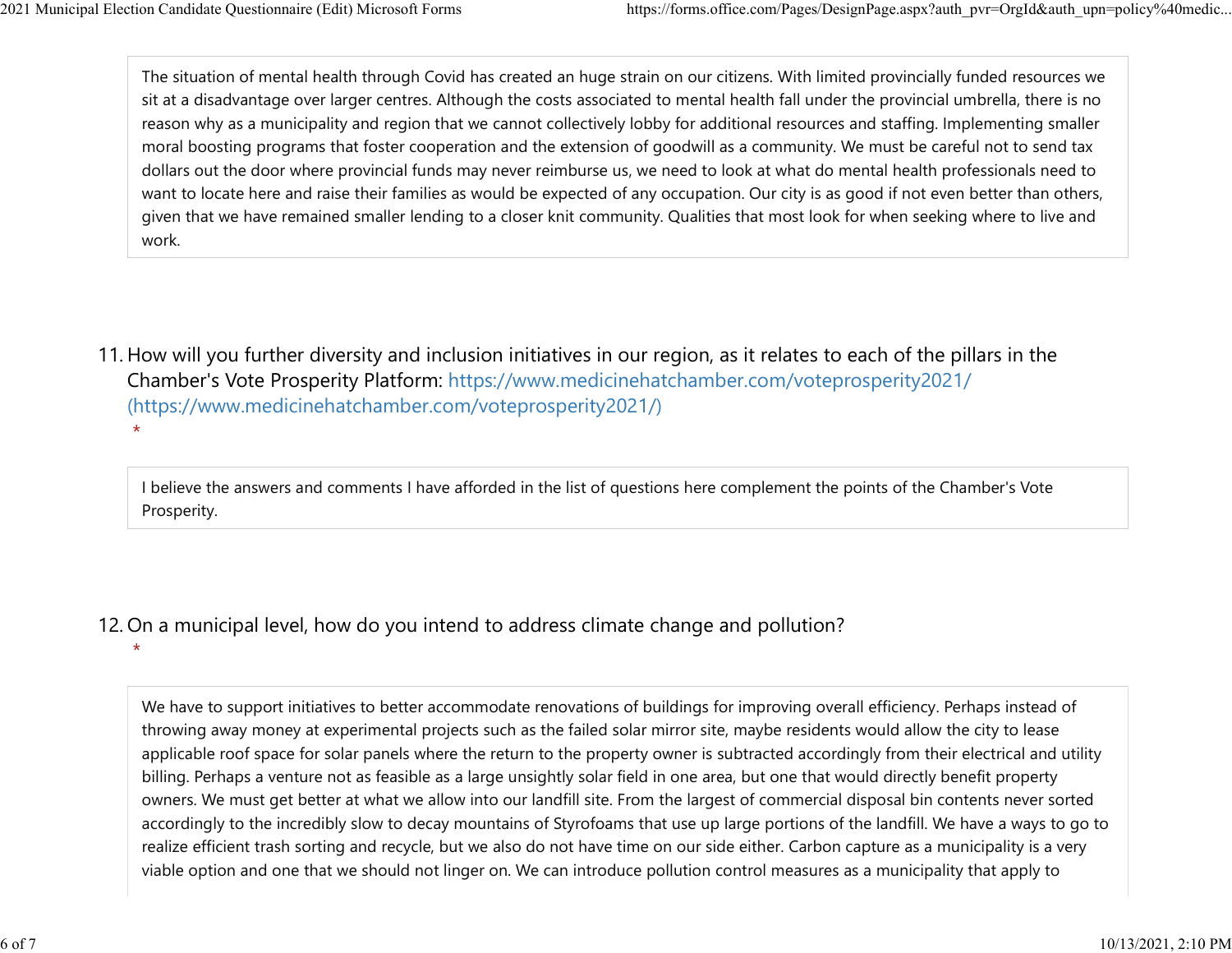The situation of mental health through Covid has created an huge strain on our citizens. With limited provincially funded resources we sit at a disadvantage over larger centres. Although the costs associated to mental health fall under the provincial umbrella, there is no reason why as a municipality and region that we cannot collectively lobby for additional resources and staffing. Implementing smaller moral boosting programs that foster cooperation and the extension of goodwill as a community. We must be careful not to send tax dollars out the door where provincial funds may never reimburse us, we need to look at what do mental health professionals need to want to locate here and raise their families as would be expected of any occupation. Our city is as good if not even better than others, given that we have remained smaller lending to a closer knit community. Qualities that most look for when seeking where to live and work.

11. How will you further diversity and inclusion initiatives in our region, as it relates to each of the pillars in the Chamber's Vote Prosperity Platform: https://www.medicinehatchamber.com/voteprosperity2021/ (https://www.medicinehatchamber.com/voteprosperity2021/) *

I believe the answers and comments I have afforded in the list of questions here complement the points of the Chamber's Vote Prosperity.

12. On a municipal level, how do you intend to address climate change and pollution? *

We have to support initiatives to better accommodate renovations of buildings for improving overall efficiency. Perhaps instead of throwing away money at experimental projects such as the failed solar mirror site, maybe residents would allow the city to lease applicable roof space for solar panels where the return to the property owner is subtracted accordingly from their electrical and utility billing. Perhaps a venture not as feasible as a large unsightly solar field in one area, but one that would directly benefit property owners. We must get better at what we allow into our landfill site. From the largest of commercial disposal bin contents never sorted accordingly to the incredibly slow to decay mountains of Styrofoams that use up large portions of the landfill. We have a ways to go to realize efficient trash sorting and recycle, but we also do not have time on our side either. Carbon capture as a municipality is a very viable option and one that we should not linger on. We can introduce pollution control measures as a municipality that apply to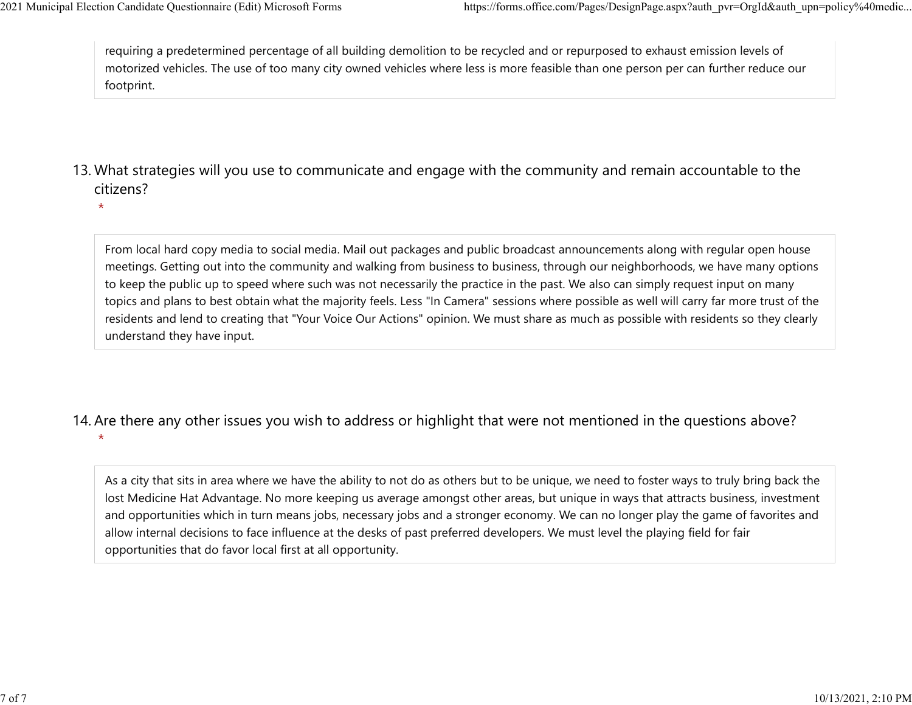requiring a predetermined percentage of all building demolition to be recycled and or repurposed to exhaust emission levels of motorized vehicles. The use of too many city owned vehicles where less is more feasible than one person per can further reduce our footprint.

13. What strategies will you use to communicate and engage with the community and remain accountable to the citizens?
*

From local hard copy media to social media. Mail out packages and public broadcast announcements along with regular open house meetings. Getting out into the community and walking from business to business, through our neighborhoods, we have many options to keep the public up to speed where such was not necessarily the practice in the past. We also can simply request input on many topics and plans to best obtain what the majority feels. Less "In Camera" sessions where possible as well will carry far more trust of the residents and lend to creating that "Your Voice Our Actions" opinion. We must share as much as possible with residents so they clearly understand they have input.

14. Are there any other issues you wish to address or highlight that were not mentioned in the questions above?
*

As a city that sits in area where we have the ability to not do as others but to be unique, we need to foster ways to truly bring back the lost Medicine Hat Advantage. No more keeping us average amongst other areas, but unique in ways that attracts business, investment and opportunities which in turn means jobs, necessary jobs and a stronger economy. We can no longer play the game of favorites and allow internal decisions to face influence at the desks of past preferred developers. We must level the playing field for fair opportunities that do favor local first at all opportunity.